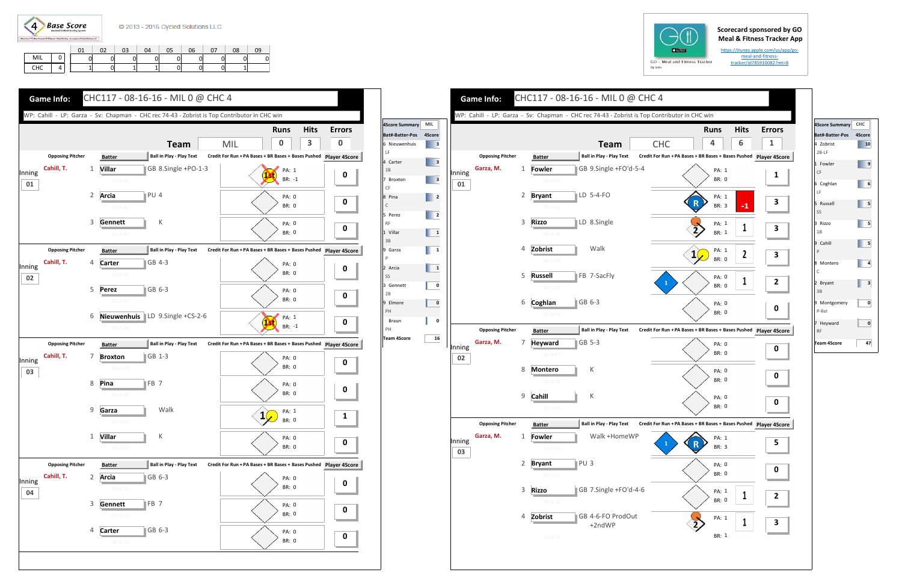4 Base Score

© 2013 - 2016 Cycled Solutions LLC

| | | 01 | 02 | 03 | 04 | 05 | 06 | 07 | 08 | 09 |
|---|---|---|---|---|---|---|---|---|---|---|
| MIL | 0 | 0 | 0 | 0 | 0 | 0 | 0 | 0 | 0 | 0 |
| CHC | 4 | 1 | 0 | 1 | 1 | 0 | 0 | 0 | 1 | |

Scorecard sponsored by GO Meal & Fitness Tracker App

https://itunes.apple.com/us/app/go-meal-and-fitness-tracker/id785910082?mt=8

## Game Info: CHC117 - 08-16-16 - MIL 0 @ CHC 4

WP: Cahill - LP: Garza - Sv: Chapman - CHC rec 74-43 - Zobrist is Top Contributor in CHC win

| Team | Runs | Hits | Errors |
|---|---|---|---|
| MIL | 0 | 3 | 0 |

| Inning | Opposing Pitcher | # | Batter | Ball in Play - Play Text | PA | BR | Player 4Score |
|---|---|---|---|---|---|---|---|
| 01 | Cahill, T. | 1 | Villar | GB 8.Single +PO-1-3 | 1 | -1 | 0 |
| | | 2 | Arcia | PU 4 | 0 | 0 | 0 |
| | | 3 | Gennett | K | 0 | 0 | 0 |
| 02 | Cahill, T. | 4 | Carter | GB 4-3 | 0 | 0 | 0 |
| | | 5 | Perez | GB 6-3 | 0 | 0 | 0 |
| | | 6 | Nieuwenhuis | LD 9.Single +CS-2-6 | 1 | -1 | 0 |
| 03 | Cahill, T. | 7 | Broxton | GB 1-3 | 0 | 0 | 0 |
| | | 8 | Pina | FB 7 | 0 | 0 | 0 |
| | | 9 | Garza | Walk | 1 | 0 | 1 |
| | | 1 | Villar | K | 0 | 0 | 0 |
| 04 | Cahill, T. | 2 | Arcia | GB 6-3 | 0 | 0 | 0 |
| | | 3 | Gennett | FB 7 | 0 | 0 | 0 |
| | | 4 | Carter | GB 6-3 | 0 | 0 | 0 |

| 4Score Summary MIL | Bat#-Batter-Pos | 4Score |
|---|---|---|
| 6 | Nieuwenhuis LF | 3 |
| 4 | Carter 1B | 3 |
| 7 | Broxton CF | 3 |
| 8 | Pina C | 2 |
| 5 | Perez RF | 2 |
| 1 | Villar 3B | 1 |
| 9 | Garza P | 1 |
| 2 | Arcia SS | 1 |
| 3 | Gennett 2B | 0 |
| 9 | Elmore PH | 0 |
| | Braun PH | 0 |
| | Team 4Score | 16 |

## Game Info: CHC117 - 08-16-16 - MIL 0 @ CHC 4

WP: Cahill - LP: Garza - Sv: Chapman - CHC rec 74-43 - Zobrist is Top Contributor in CHC win

| Team | Runs | Hits | Errors |
|---|---|---|---|
| CHC | 4 | 6 | 1 |

| Inning | Opposing Pitcher | # | Batter | Ball in Play - Play Text | Credit | PA | BR | Player 4Score |
|---|---|---|---|---|---|---|---|---|
| 01 | Garza, M. | 1 | Fowler | GB 9.Single +FO'd-5-4 | | 1 | 0 | 1 |
| | | 2 | Bryant | LD 5-4-FO | -1 | 1 | 3 | 3 |
| | | 3 | Rizzo | LD 8.Single | 1 | 1 | 1 | 3 |
| | | 4 | Zobrist | Walk | 2 | 1 | 0 | 3 |
| | | 5 | Russell | FB 7-SacFly | 1 | 0 | 0 | 2 |
| | | 6 | Coghlan | GB 6-3 | | 0 | 0 | 0 |
| 02 | Garza, M. | 7 | Heyward | GB 5-3 | | 0 | 0 | 0 |
| | | 8 | Montero | K | | 0 | 0 | 0 |
| | | 9 | Cahill | K | | 0 | 0 | 0 |
| 03 | Garza, M. | 1 | Fowler | Walk +HomeWP | | 1 | 3 | 5 |
| | | 2 | Bryant | PU 3 | | 0 | 0 | 0 |
| | | 3 | Rizzo | GB 7.Single +FO'd-4-6 | 1 | 1 | 0 | 2 |
| | | 4 | Zobrist | GB 4-6-FO ProdOut +2ndWP | 1 | 1 | 1 | 3 |

| 4Score Summary CHC | Bat#-Batter-Pos | 4Score |
|---|---|---|
| 4 | Zobrist 2B-LF | 10 |
| 1 | Fowler CF | 9 |
| 6 | Coghlan LF | 6 |
| 5 | Russell SS | 5 |
| 3 | Rizzo 1B | 5 |
| 9 | Cahill P | 5 |
| 8 | Montero C | 4 |
| 2 | Bryant 3B | 3 |
| 9 | Montgomery P-Rel | 0 |
| 7 | Heyward RF | 0 |
| | Team 4Score | 47 |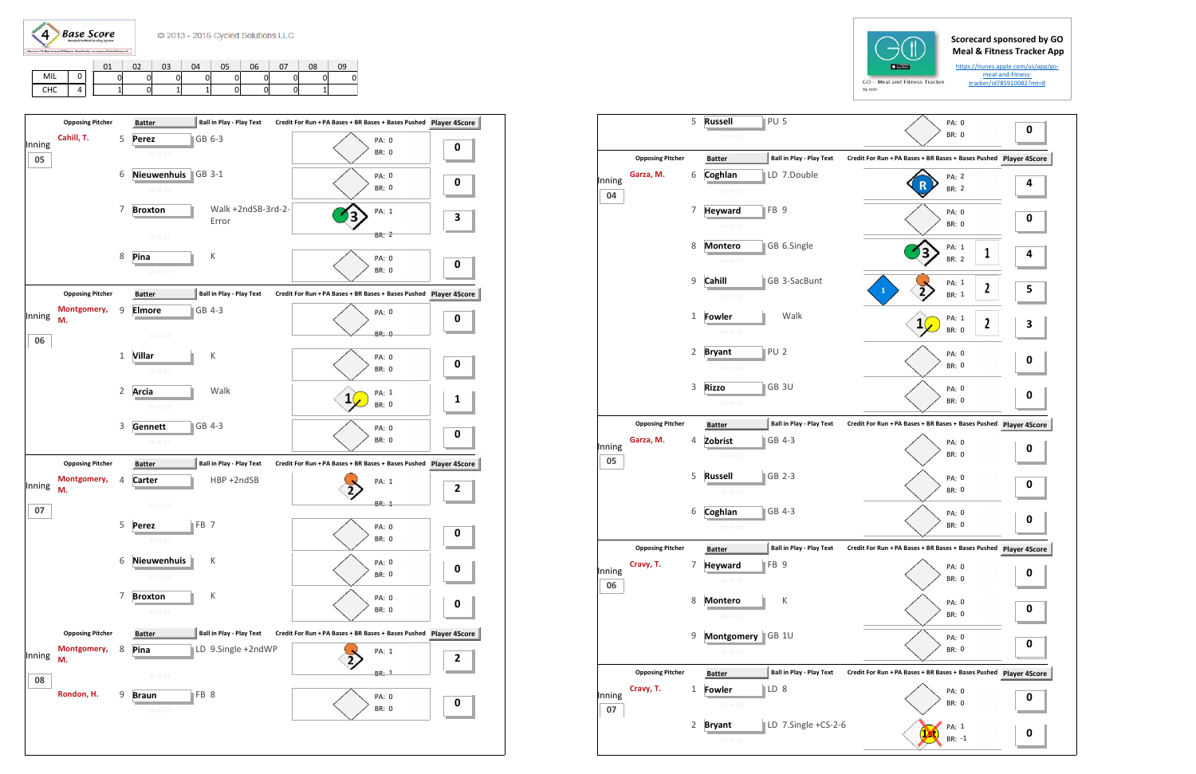4 Base Score

© 2013 - 2016 Cycled Solutions LLC

| | | 01 | 02 | 03 | 04 | 05 | 06 | 07 | 08 | 09 |
|---|---|---|---|---|---|---|---|---|---|---|
| MIL | 0 | 0 | 0 | 0 | 0 | 0 | 0 | 0 | 0 | 0 |
| CHC | 4 | 1 | 0 | 1 | 1 | 0 | 0 | 0 | 1 | |

Scorecard sponsored by GO Meal & Fitness Tracker App

https://itunes.apple.com/us/app/go-meal-and-fitness-tracker/id785910082?mt=8

## Inning 05

| Opposing Pitcher | # | Batter | Ball in Play - Play Text | Credit For Run + PA Bases + BR Bases + Bases Pushed | Player 4Score |
|---|---|---|---|---|---|
| Cahill, T. | 5 | Perez | GB 6-3 | PA: 0 BR: 0 | 0 |
| | 6 | Nieuwenhuis | GB 3-1 | PA: 0 BR: 0 | 0 |
| | 7 | Broxton | Walk +2ndSB-3rd-2-Error | 3 PA: 1 BR: 2 | 3 |
| | 8 | Pina | K | PA: 0 BR: 0 | 0 |

## Inning 06

| Opposing Pitcher | # | Batter | Ball in Play - Play Text | Credit For Run + PA Bases + BR Bases + Bases Pushed | Player 4Score |
|---|---|---|---|---|---|
| Montgomery, M. | 9 | Elmore | GB 4-3 | PA: 0 BR: 0 | 0 |
| | 1 | Villar | K | PA: 0 BR: 0 | 0 |
| | 2 | Arcia | Walk | 1 PA: 1 BR: 0 | 1 |
| | 3 | Gennett | GB 4-3 | PA: 0 BR: 0 | 0 |

## Inning 07

| Opposing Pitcher | # | Batter | Ball in Play - Play Text | Credit For Run + PA Bases + BR Bases + Bases Pushed | Player 4Score |
|---|---|---|---|---|---|
| Montgomery, M. | 4 | Carter | HBP +2ndSB | 2 PA: 1 BR: 1 | 2 |
| | 5 | Perez | FB 7 | PA: 0 BR: 0 | 0 |
| | 6 | Nieuwenhuis | K | PA: 0 BR: 0 | 0 |
| | 7 | Broxton | K | PA: 0 BR: 0 | 0 |

## Inning 08

| Opposing Pitcher | # | Batter | Ball in Play - Play Text | Credit For Run + PA Bases + BR Bases + Bases Pushed | Player 4Score |
|---|---|---|---|---|---|
| Montgomery, M. | 8 | Pina | LD 9.Single +2ndWP | 2 PA: 1 BR: 1 | 2 |
| Rondon, H. | 9 | Braun | FB 8 | PA: 0 BR: 0 | 0 |
| | 5 | Russell | PU 5 | PA: 0 BR: 0 | 0 |

## Inning 04

| Opposing Pitcher | # | Batter | Ball in Play - Play Text | Credit For Run + PA Bases + BR Bases + Bases Pushed | Player 4Score |
|---|---|---|---|---|---|
| Garza, M. | 6 | Coghlan | LD 7.Double | R PA: 2 BR: 2 | 4 |
| | 7 | Heyward | FB 9 | PA: 0 BR: 0 | 0 |
| | 8 | Montero | GB 6.Single | 3 PA: 1 BR: 2 1 | 4 |
| | 9 | Cahill | GB 3-SacBunt | 1 2 PA: 1 BR: 1 2 | 5 |
| | 1 | Fowler | Walk | 1 PA: 1 BR: 0 2 | 3 |
| | 2 | Bryant | PU 2 | PA: 0 BR: 0 | 0 |
| | 3 | Rizzo | GB 3U | PA: 0 BR: 0 | 0 |

## Inning 05

| Opposing Pitcher | # | Batter | Ball in Play - Play Text | Credit For Run + PA Bases + BR Bases + Bases Pushed | Player 4Score |
|---|---|---|---|---|---|
| Garza, M. | 4 | Zobrist | GB 4-3 | PA: 0 BR: 0 | 0 |
| | 5 | Russell | GB 2-3 | PA: 0 BR: 0 | 0 |
| | 6 | Coghlan | GB 4-3 | PA: 0 BR: 0 | 0 |

## Inning 06

| Opposing Pitcher | # | Batter | Ball in Play - Play Text | Credit For Run + PA Bases + BR Bases + Bases Pushed | Player 4Score |
|---|---|---|---|---|---|
| Cravy, T. | 7 | Heyward | FB 9 | PA: 0 BR: 0 | 0 |
| | 8 | Montero | K | PA: 0 BR: 0 | 0 |
| | 9 | Montgomery | GB 1U | PA: 0 BR: 0 | 0 |

## Inning 07

| Opposing Pitcher | # | Batter | Ball in Play - Play Text | Credit For Run + PA Bases + BR Bases + Bases Pushed | Player 4Score |
|---|---|---|---|---|---|
| Cravy, T. | 1 | Fowler | LD 8 | PA: 0 BR: 0 | 0 |
| | 2 | Bryant | LD 7.Single +CS-2-6 | 1st PA: 1 BR: -1 | 0 |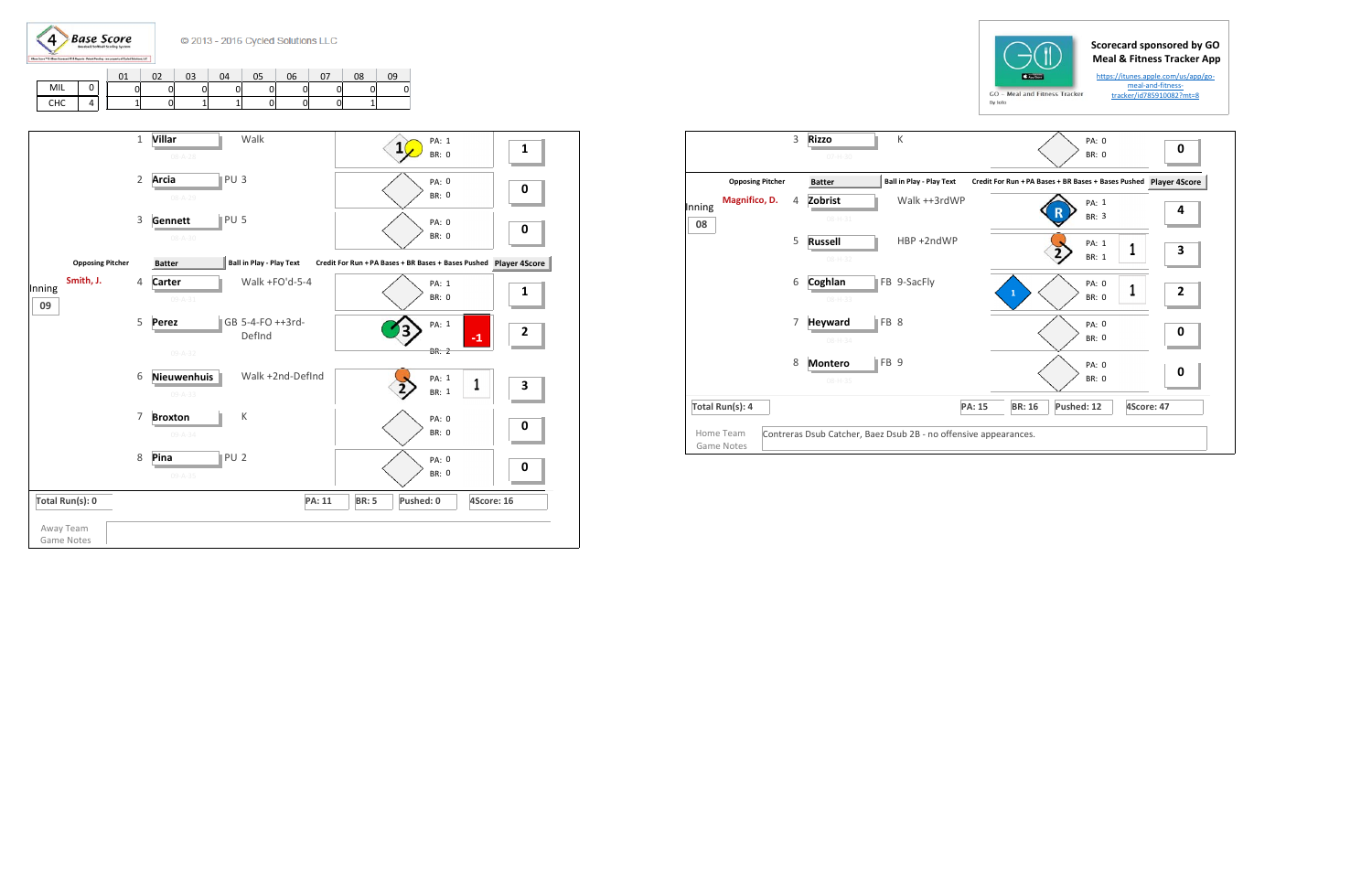4 Base Score

© 2013 - 2016 Cycled Solutions LLC

| | | 01 | 02 | 03 | 04 | 05 | 06 | 07 | 08 | 09 |
|---|---|---|---|---|---|---|---|---|---|---|
| MIL | 0 | 0 | 0 | 0 | 0 | 0 | 0 | 0 | 0 | 0 |
| CHC | 4 | 1 | 0 | 1 | 1 | 0 | 0 | 0 | 1 | |

Scorecard sponsored by GO Meal & Fitness Tracker App

https://itunes.apple.com/us/app/go-meal-and-fitness-tracker/id785910082?mt=8

GO - Meal and Fitness Tracker

## Inning 09

Opposing Pitcher: Smith, J.

| # | Batter | Ball in Play - Play Text | Credit For Run + PA Bases + BR Bases + Bases Pushed | Player 4Score |
|---|---|---|---|---|
| 1 | Villar | Walk | 1; PA: 1; BR: 0 | 1 |
| 2 | Arcia | PU 3 | PA: 0; BR: 0 | 0 |
| 3 | Gennett | PU 5 | PA: 0; BR: 0 | 0 |
| 4 | Carter | Walk +FO'd-5-4 | PA: 1; BR: 0 | 1 |
| 5 | Perez | GB 5-4-FO ++3rd-Deflnd | 3; PA: 1; BR: 2; -1 | 2 |
| 6 | Nieuwenhuis | Walk +2nd-Deflnd | 2; PA: 1; BR: 1; 1 | 3 |
| 7 | Broxton | K | PA: 0; BR: 0 | 0 |
| 8 | Pina | PU 2 | PA: 0; BR: 0 | 0 |

Total Run(s): 0 | PA: 11 | BR: 5 | Pushed: 0 | 4Score: 16

Away Team Game Notes

## Inning 08

Opposing Pitcher: Magnifico, D.

| # | Batter | Ball in Play - Play Text | Credit For Run + PA Bases + BR Bases + Bases Pushed | Player 4Score |
|---|---|---|---|---|
| 3 | Rizzo | K | PA: 0; BR: 0 | 0 |
| 4 | Zobrist | Walk ++3rdWP | R; PA: 1; BR: 3 | 4 |
| 5 | Russell | HBP +2ndWP | 2; PA: 1; BR: 1; 1 | 3 |
| 6 | Coghlan | FB 9-SacFly | 1; PA: 0; BR: 0; 1 | 2 |
| 7 | Heyward | FB 8 | PA: 0; BR: 0 | 0 |
| 8 | Montero | FB 9 | PA: 0; BR: 0 | 0 |

Total Run(s): 4 | PA: 15 | BR: 16 | Pushed: 12 | 4Score: 47

Home Team Game Notes: Contreras Dsub Catcher, Baez Dsub 2B - no offensive appearances.